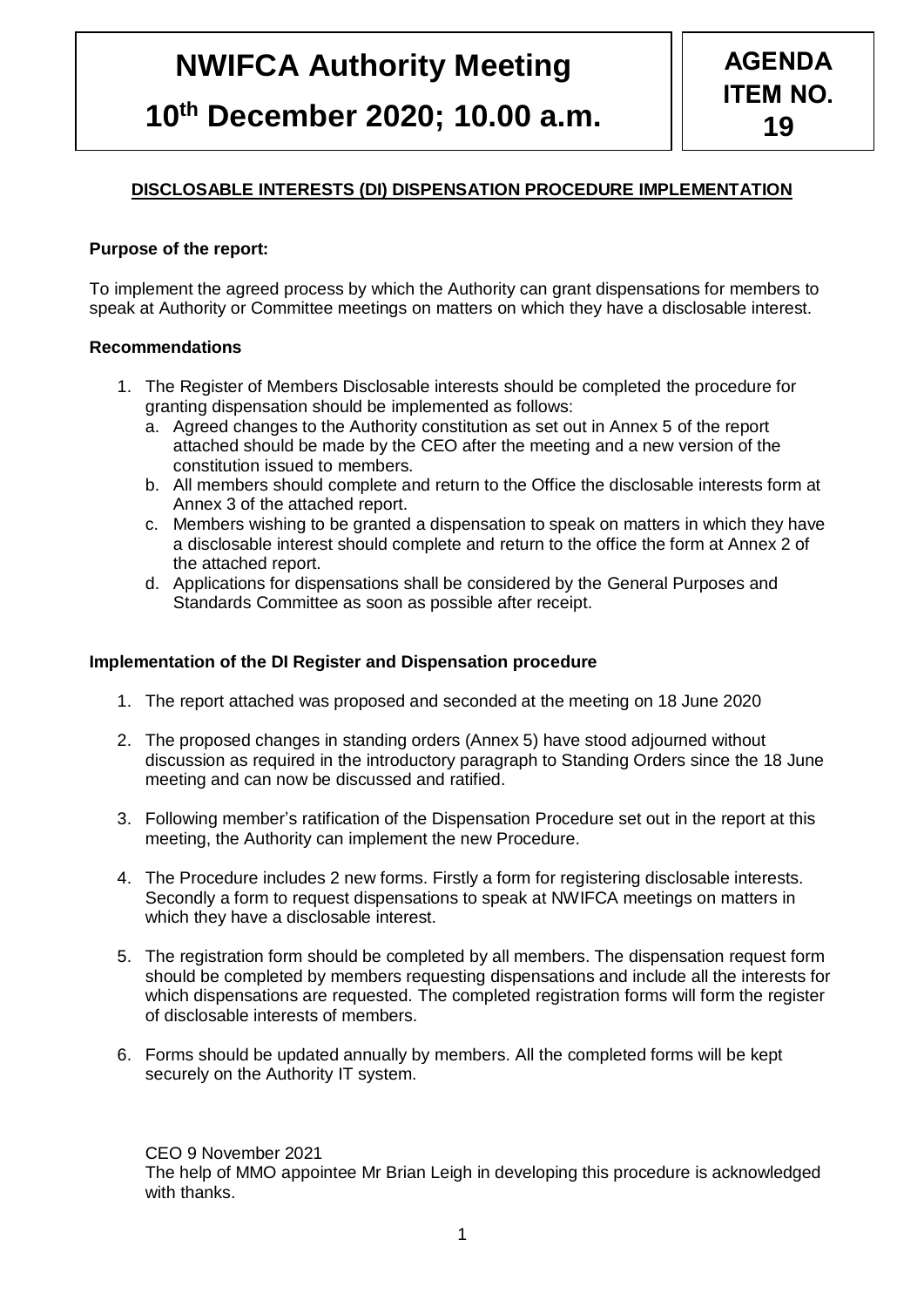# NWIFCA Authority Meeting

# 10th December 2020; 10.00 a.m.

**AGENDA ITEM NO. 19**

## DISCLOSABLE INTERESTS (DI) DISPENSATION PROCEDURE IMPLEMENTATION

**Purpose of the report:**

To implement the agreed process by which the Authority can grant dispensations for members to speak at Authority or Committee meetings on matters on which they have a disclosable interest.

**Recommendations**

1. The Register of Members Disclosable interests should be completed the procedure for granting dispensation should be implemented as follows:
   a. Agreed changes to the Authority constitution as set out in Annex 5 of the report attached should be made by the CEO after the meeting and a new version of the constitution issued to members.
   b. All members should complete and return to the Office the disclosable interests form at Annex 3 of the attached report.
   c. Members wishing to be granted a dispensation to speak on matters in which they have a disclosable interest should complete and return to the office the form at Annex 2 of the attached report.
   d. Applications for dispensations shall be considered by the General Purposes and Standards Committee as soon as possible after receipt.

**Implementation of the DI Register and Dispensation procedure**

1. The report attached was proposed and seconded at the meeting on 18 June 2020
2. The proposed changes in standing orders (Annex 5) have stood adjourned without discussion as required in the introductory paragraph to Standing Orders since the 18 June meeting and can now be discussed and ratified.
3. Following member's ratification of the Dispensation Procedure set out in the report at this meeting, the Authority can implement the new Procedure.
4. The Procedure includes 2 new forms. Firstly a form for registering disclosable interests. Secondly a form to request dispensations to speak at NWIFCA meetings on matters in which they have a disclosable interest.
5. The registration form should be completed by all members. The dispensation request form should be completed by members requesting dispensations and include all the interests for which dispensations are requested. The completed registration forms will form the register of disclosable interests of members.
6. Forms should be updated annually by members. All the completed forms will be kept securely on the Authority IT system.

CEO 9 November 2021

The help of MMO appointee Mr Brian Leigh in developing this procedure is acknowledged with thanks.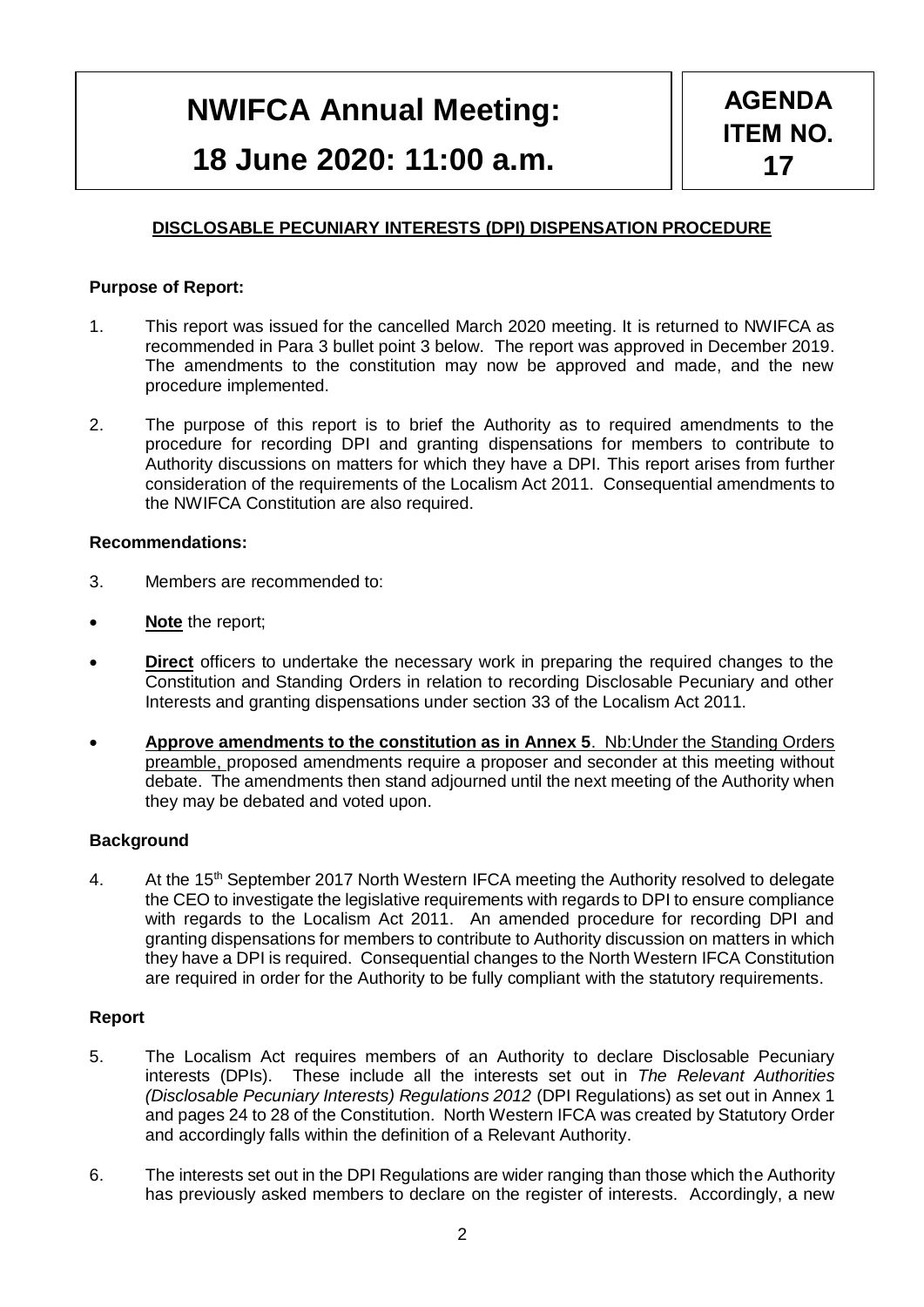# NWIFCA Annual Meeting: 18 June 2020: 11:00 a.m.

**AGENDA ITEM NO. 17**

## DISCLOSABLE PECUNIARY INTERESTS (DPI) DISPENSATION PROCEDURE

### Purpose of Report:

1. This report was issued for the cancelled March 2020 meeting. It is returned to NWIFCA as recommended in Para 3 bullet point 3 below. The report was approved in December 2019. The amendments to the constitution may now be approved and made, and the new procedure implemented.

2. The purpose of this report is to brief the Authority as to required amendments to the procedure for recording DPI and granting dispensations for members to contribute to Authority discussions on matters for which they have a DPI. This report arises from further consideration of the requirements of the Localism Act 2011. Consequential amendments to the NWIFCA Constitution are also required.

### Recommendations:

3. Members are recommended to:

- **Note** the report;
- **Direct** officers to undertake the necessary work in preparing the required changes to the Constitution and Standing Orders in relation to recording Disclosable Pecuniary and other Interests and granting dispensations under section 33 of the Localism Act 2011.
- **Approve amendments to the constitution as in Annex 5**. Nb:Under the Standing Orders preamble, proposed amendments require a proposer and seconder at this meeting without debate. The amendments then stand adjourned until the next meeting of the Authority when they may be debated and voted upon.

### Background

4. At the 15th September 2017 North Western IFCA meeting the Authority resolved to delegate the CEO to investigate the legislative requirements with regards to DPI to ensure compliance with regards to the Localism Act 2011. An amended procedure for recording DPI and granting dispensations for members to contribute to Authority discussion on matters in which they have a DPI is required. Consequential changes to the North Western IFCA Constitution are required in order for the Authority to be fully compliant with the statutory requirements.

### Report

5. The Localism Act requires members of an Authority to declare Disclosable Pecuniary interests (DPIs). These include all the interests set out in *The Relevant Authorities (Disclosable Pecuniary Interests) Regulations 2012* (DPI Regulations) as set out in Annex 1 and pages 24 to 28 of the Constitution. North Western IFCA was created by Statutory Order and accordingly falls within the definition of a Relevant Authority.

6. The interests set out in the DPI Regulations are wider ranging than those which the Authority has previously asked members to declare on the register of interests. Accordingly, a new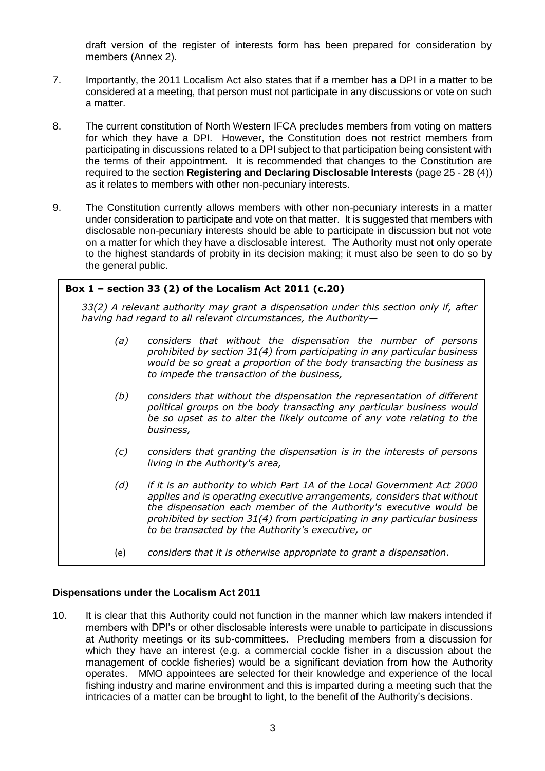draft version of the register of interests form has been prepared for consideration by members (Annex 2).

7. Importantly, the 2011 Localism Act also states that if a member has a DPI in a matter to be considered at a meeting, that person must not participate in any discussions or vote on such a matter.

8. The current constitution of North Western IFCA precludes members from voting on matters for which they have a DPI. However, the Constitution does not restrict members from participating in discussions related to a DPI subject to that participation being consistent with the terms of their appointment. It is recommended that changes to the Constitution are required to the section **Registering and Declaring Disclosable Interests** (page 25 - 28 (4)) as it relates to members with other non-pecuniary interests.

9. The Constitution currently allows members with other non-pecuniary interests in a matter under consideration to participate and vote on that matter. It is suggested that members with disclosable non-pecuniary interests should be able to participate in discussion but not vote on a matter for which they have a disclosable interest. The Authority must not only operate to the highest standards of probity in its decision making; it must also be seen to do so by the general public.

> **Box 1 – section 33 (2) of the Localism Act 2011 (c.20)**
>
> *33(2) A relevant authority may grant a dispensation under this section only if, after having had regard to all relevant circumstances, the Authority—*
>
> *(a) considers that without the dispensation the number of persons prohibited by section 31(4) from participating in any particular business would be so great a proportion of the body transacting the business as to impede the transaction of the business,*
>
> *(b) considers that without the dispensation the representation of different political groups on the body transacting any particular business would be so upset as to alter the likely outcome of any vote relating to the business,*
>
> *(c) considers that granting the dispensation is in the interests of persons living in the Authority's area,*
>
> *(d) if it is an authority to which Part 1A of the Local Government Act 2000 applies and is operating executive arrangements, considers that without the dispensation each member of the Authority's executive would be prohibited by section 31(4) from participating in any particular business to be transacted by the Authority's executive, or*
>
> *(e) considers that it is otherwise appropriate to grant a dispensation.*

**Dispensations under the Localism Act 2011**

10. It is clear that this Authority could not function in the manner which law makers intended if members with DPI's or other disclosable interests were unable to participate in discussions at Authority meetings or its sub-committees. Precluding members from a discussion for which they have an interest (e.g. a commercial cockle fisher in a discussion about the management of cockle fisheries) would be a significant deviation from how the Authority operates. MMO appointees are selected for their knowledge and experience of the local fishing industry and marine environment and this is imparted during a meeting such that the intricacies of a matter can be brought to light, to the benefit of the Authority's decisions.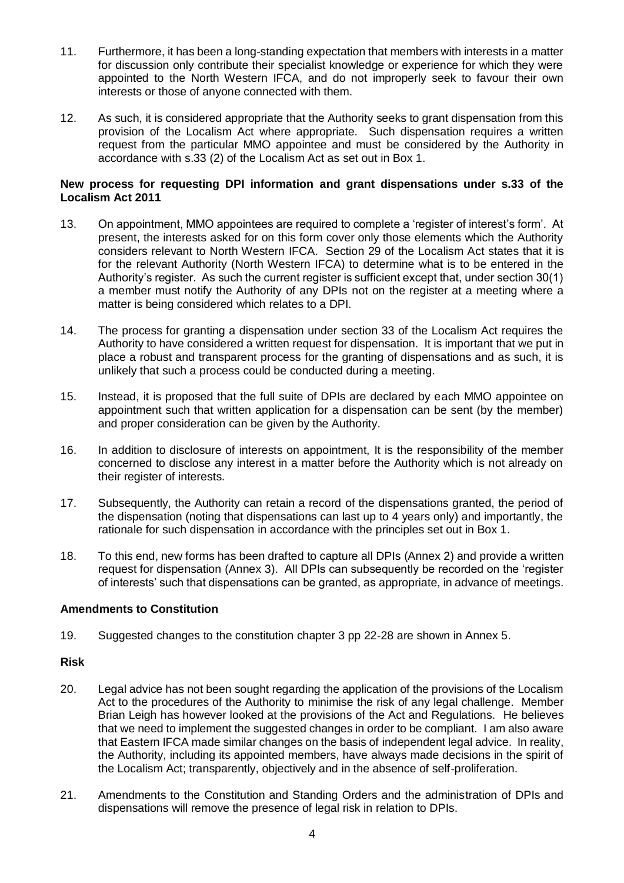11. Furthermore, it has been a long-standing expectation that members with interests in a matter for discussion only contribute their specialist knowledge or experience for which they were appointed to the North Western IFCA, and do not improperly seek to favour their own interests or those of anyone connected with them.

12. As such, it is considered appropriate that the Authority seeks to grant dispensation from this provision of the Localism Act where appropriate. Such dispensation requires a written request from the particular MMO appointee and must be considered by the Authority in accordance with s.33 (2) of the Localism Act as set out in Box 1.

**New process for requesting DPI information and grant dispensations under s.33 of the Localism Act 2011**

13. On appointment, MMO appointees are required to complete a 'register of interest's form'. At present, the interests asked for on this form cover only those elements which the Authority considers relevant to North Western IFCA. Section 29 of the Localism Act states that it is for the relevant Authority (North Western IFCA) to determine what is to be entered in the Authority's register. As such the current register is sufficient except that, under section 30(1) a member must notify the Authority of any DPIs not on the register at a meeting where a matter is being considered which relates to a DPI.

14. The process for granting a dispensation under section 33 of the Localism Act requires the Authority to have considered a written request for dispensation. It is important that we put in place a robust and transparent process for the granting of dispensations and as such, it is unlikely that such a process could be conducted during a meeting.

15. Instead, it is proposed that the full suite of DPIs are declared by each MMO appointee on appointment such that written application for a dispensation can be sent (by the member) and proper consideration can be given by the Authority.

16. In addition to disclosure of interests on appointment, It is the responsibility of the member concerned to disclose any interest in a matter before the Authority which is not already on their register of interests.

17. Subsequently, the Authority can retain a record of the dispensations granted, the period of the dispensation (noting that dispensations can last up to 4 years only) and importantly, the rationale for such dispensation in accordance with the principles set out in Box 1.

18. To this end, new forms has been drafted to capture all DPIs (Annex 2) and provide a written request for dispensation (Annex 3). All DPIs can subsequently be recorded on the 'register of interests' such that dispensations can be granted, as appropriate, in advance of meetings.

**Amendments to Constitution**

19. Suggested changes to the constitution chapter 3 pp 22-28 are shown in Annex 5.

**Risk**

20. Legal advice has not been sought regarding the application of the provisions of the Localism Act to the procedures of the Authority to minimise the risk of any legal challenge. Member Brian Leigh has however looked at the provisions of the Act and Regulations. He believes that we need to implement the suggested changes in order to be compliant. I am also aware that Eastern IFCA made similar changes on the basis of independent legal advice. In reality, the Authority, including its appointed members, have always made decisions in the spirit of the Localism Act; transparently, objectively and in the absence of self-proliferation.

21. Amendments to the Constitution and Standing Orders and the administration of DPIs and dispensations will remove the presence of legal risk in relation to DPIs.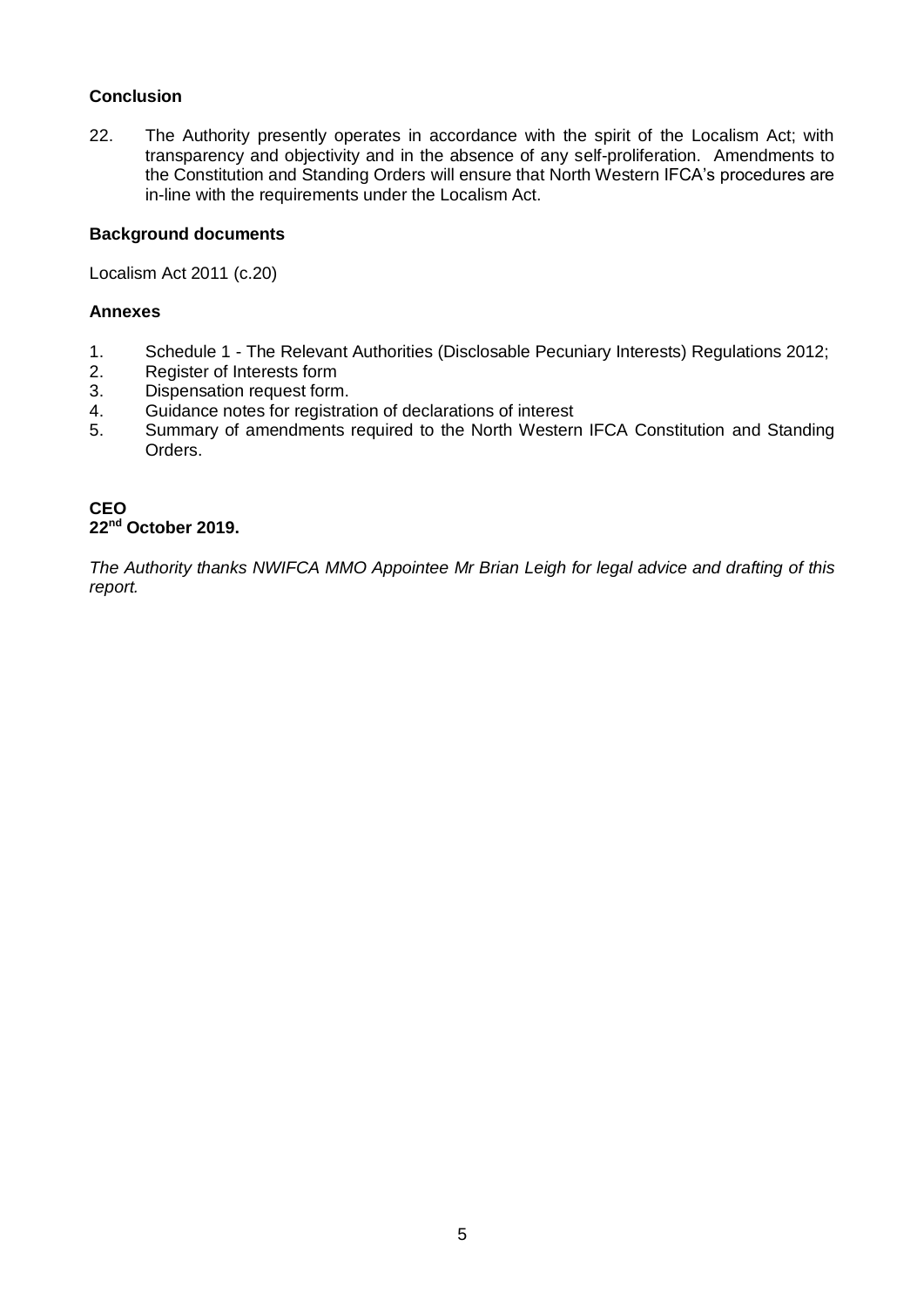**Conclusion**

22. The Authority presently operates in accordance with the spirit of the Localism Act; with transparency and objectivity and in the absence of any self-proliferation. Amendments to the Constitution and Standing Orders will ensure that North Western IFCA's procedures are in-line with the requirements under the Localism Act.

**Background documents**

Localism Act 2011 (c.20)

**Annexes**

1. Schedule 1 - The Relevant Authorities (Disclosable Pecuniary Interests) Regulations 2012;
2. Register of Interests form
3. Dispensation request form.
4. Guidance notes for registration of declarations of interest
5. Summary of amendments required to the North Western IFCA Constitution and Standing Orders.

**CEO**
**22nd October 2019.**

*The Authority thanks NWIFCA MMO Appointee Mr Brian Leigh for legal advice and drafting of this report.*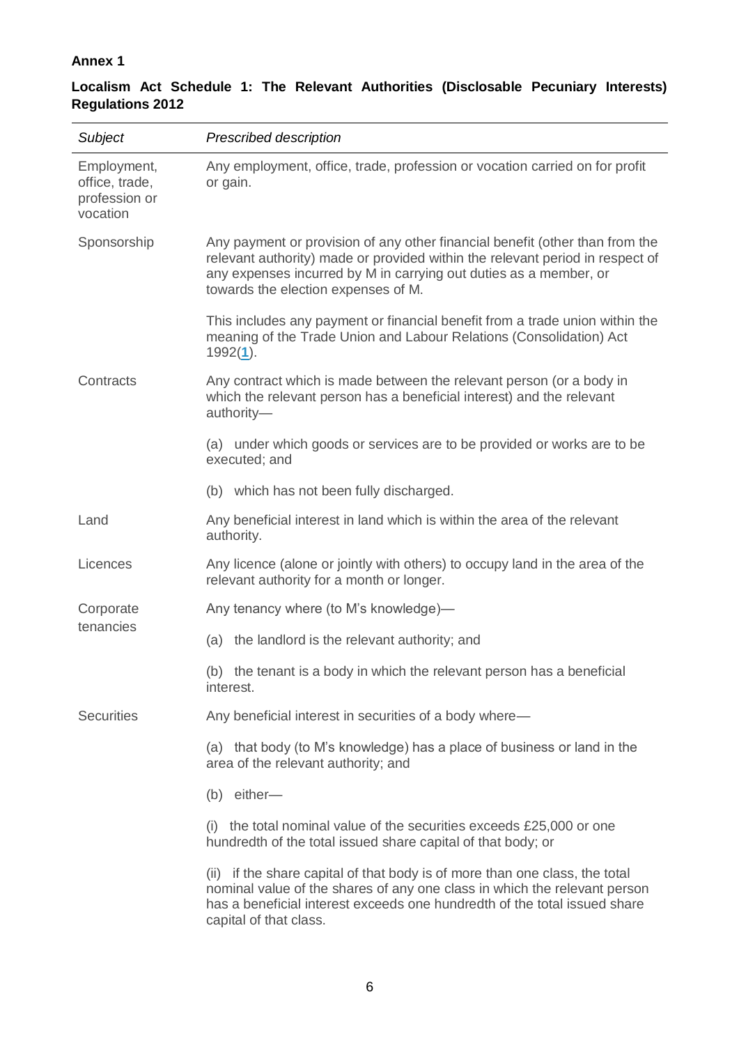**Annex 1**

**Localism Act Schedule 1: The Relevant Authorities (Disclosable Pecuniary Interests) Regulations 2012**

| *Subject* | *Prescribed description* |
|---|---|
| Employment, office, trade, profession or vocation | Any employment, office, trade, profession or vocation carried on for profit or gain. |
| Sponsorship | Any payment or provision of any other financial benefit (other than from the relevant authority) made or provided within the relevant period in respect of any expenses incurred by M in carrying out duties as a member, or towards the election expenses of M.<br><br>This includes any payment or financial benefit from a trade union within the meaning of the Trade Union and Labour Relations (Consolidation) Act 1992([1](#)). |
| Contracts | Any contract which is made between the relevant person (or a body in which the relevant person has a beneficial interest) and the relevant authority—<br><br>(a) under which goods or services are to be provided or works are to be executed; and<br><br>(b) which has not been fully discharged. |
| Land | Any beneficial interest in land which is within the area of the relevant authority. |
| Licences | Any licence (alone or jointly with others) to occupy land in the area of the relevant authority for a month or longer. |
| Corporate tenancies | Any tenancy where (to M's knowledge)—<br><br>(a) the landlord is the relevant authority; and<br><br>(b) the tenant is a body in which the relevant person has a beneficial interest. |
| Securities | Any beneficial interest in securities of a body where—<br><br>(a) that body (to M's knowledge) has a place of business or land in the area of the relevant authority; and<br><br>(b) either—<br><br>(i) the total nominal value of the securities exceeds £25,000 or one hundredth of the total issued share capital of that body; or<br><br>(ii) if the share capital of that body is of more than one class, the total nominal value of the shares of any one class in which the relevant person has a beneficial interest exceeds one hundredth of the total issued share capital of that class. |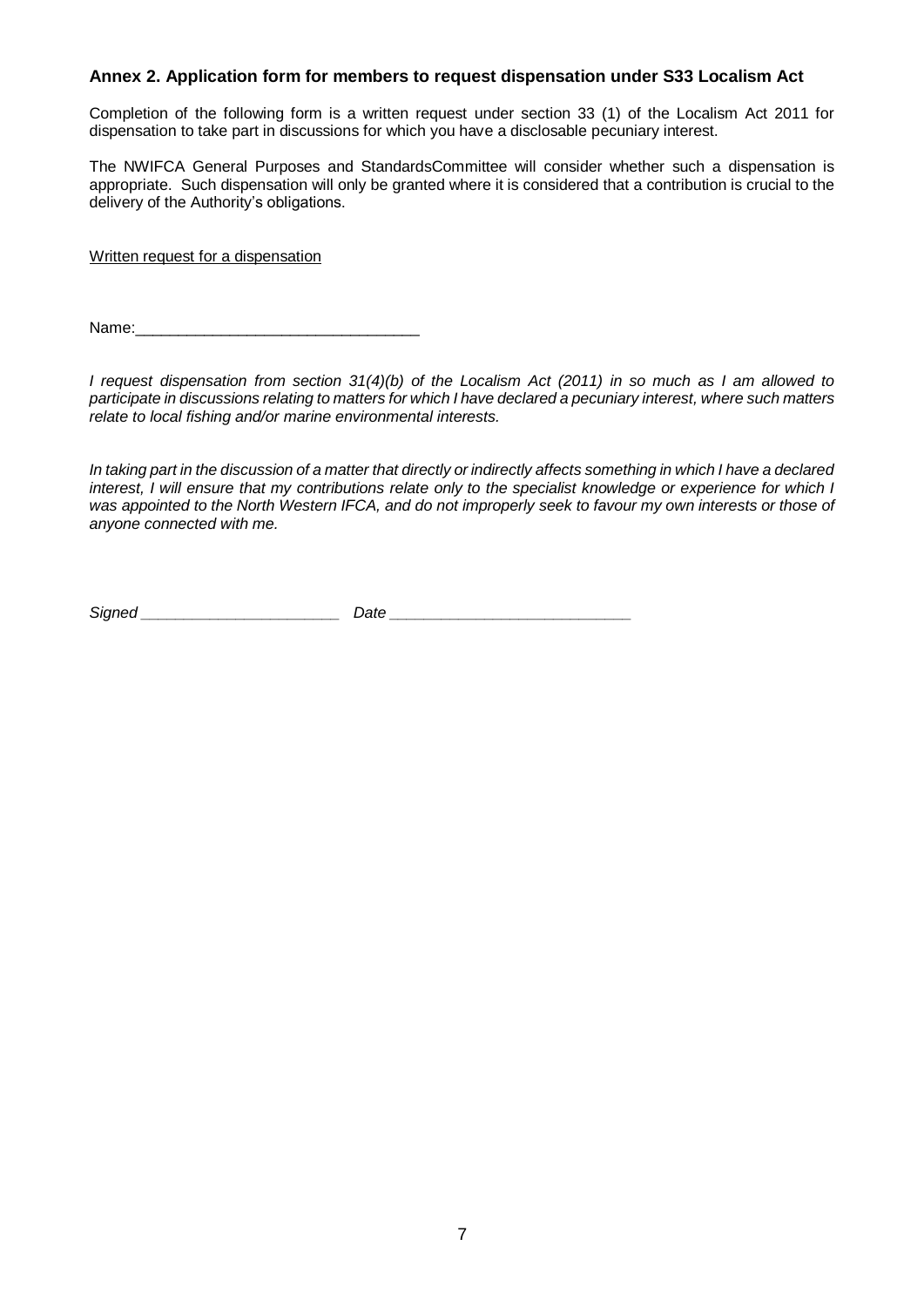### Annex 2. Application form for members to request dispensation under S33 Localism Act

Completion of the following form is a written request under section 33 (1) of the Localism Act 2011 for dispensation to take part in discussions for which you have a disclosable pecuniary interest.

The NWIFCA General Purposes and StandardsCommittee will consider whether such a dispensation is appropriate. Such dispensation will only be granted where it is considered that a contribution is crucial to the delivery of the Authority's obligations.

Written request for a dispensation

Name:_________________________________

*I request dispensation from section 31(4)(b) of the Localism Act (2011) in so much as I am allowed to participate in discussions relating to matters for which I have declared a pecuniary interest, where such matters relate to local fishing and/or marine environmental interests.*

*In taking part in the discussion of a matter that directly or indirectly affects something in which I have a declared interest, I will ensure that my contributions relate only to the specialist knowledge or experience for which I was appointed to the North Western IFCA, and do not improperly seek to favour my own interests or those of anyone connected with me.*

*Signed* _______________________ *Date* ____________________________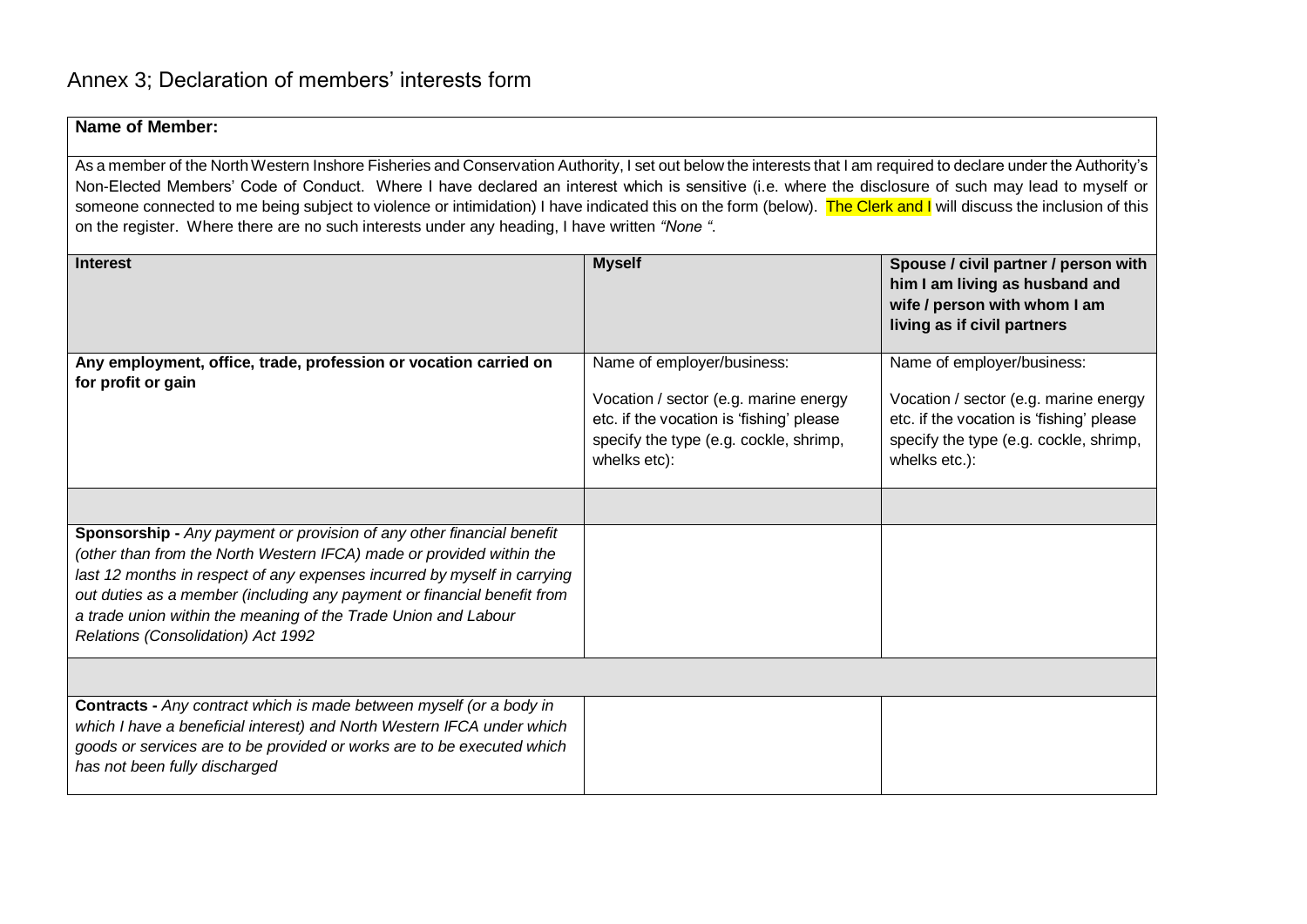# Annex 3; Declaration of members' interests form

| **Name of Member:** | | |
|---|---|---|
| As a member of the North Western Inshore Fisheries and Conservation Authority, I set out below the interests that I am required to declare under the Authority's Non-Elected Members' Code of Conduct. Where I have declared an interest which is sensitive (i.e. where the disclosure of such may lead to myself or someone connected to me being subject to violence or intimidation) I have indicated this on the form (below). The Clerk and I will discuss the inclusion of this on the register. Where there are no such interests under any heading, I have written *"None ".* | | |
| **Interest** | **Myself** | **Spouse / civil partner / person with him I am living as husband and wife / person with whom I am living as if civil partners** |
| **Any employment, office, trade, profession or vocation carried on for profit or gain** | Name of employer/business:<br><br>Vocation / sector (e.g. marine energy etc. if the vocation is 'fishing' please specify the type (e.g. cockle, shrimp, whelks etc): | Name of employer/business:<br><br>Vocation / sector (e.g. marine energy etc. if the vocation is 'fishing' please specify the type (e.g. cockle, shrimp, whelks etc.): |
| | | |
| **Sponsorship -** *Any payment or provision of any other financial benefit (other than from the North Western IFCA) made or provided within the last 12 months in respect of any expenses incurred by myself in carrying out duties as a member (including any payment or financial benefit from a trade union within the meaning of the Trade Union and Labour Relations (Consolidation) Act 1992* | | |
| | | |
| **Contracts -** *Any contract which is made between myself (or a body in which I have a beneficial interest) and North Western IFCA under which goods or services are to be provided or works are to be executed which has not been fully discharged* | | |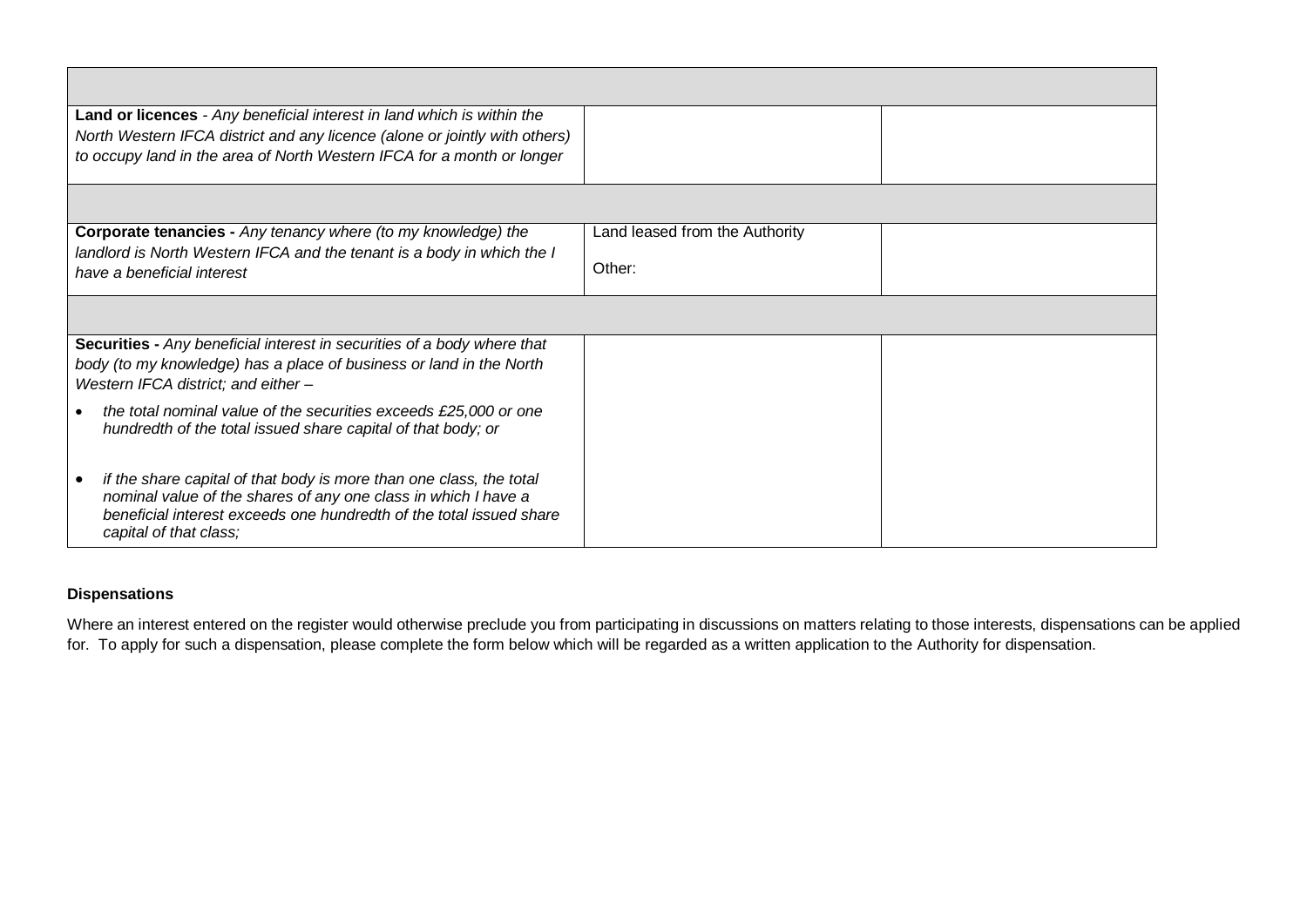| | | |
|---|---|---|
| | | |
| **Land or licences** - *Any beneficial interest in land which is within the North Western IFCA district and any licence (alone or jointly with others) to occupy land in the area of North Western IFCA for a month or longer* | | |
| | | |
| **Corporate tenancies -** *Any tenancy where (to my knowledge) the landlord is North Western IFCA and the tenant is a body in which the I have a beneficial interest* | Land leased from the Authority<br><br>Other: | |
| | | |
| **Securities -** *Any beneficial interest in securities of a body where that body (to my knowledge) has a place of business or land in the North Western IFCA district; and either –*<br><br>• *the total nominal value of the securities exceeds £25,000 or one hundredth of the total issued share capital of that body; or*<br><br>• *if the share capital of that body is more than one class, the total nominal value of the shares of any one class in which I have a beneficial interest exceeds one hundredth of the total issued share capital of that class;* | | |

**Dispensations**

Where an interest entered on the register would otherwise preclude you from participating in discussions on matters relating to those interests, dispensations can be applied for. To apply for such a dispensation, please complete the form below which will be regarded as a written application to the Authority for dispensation.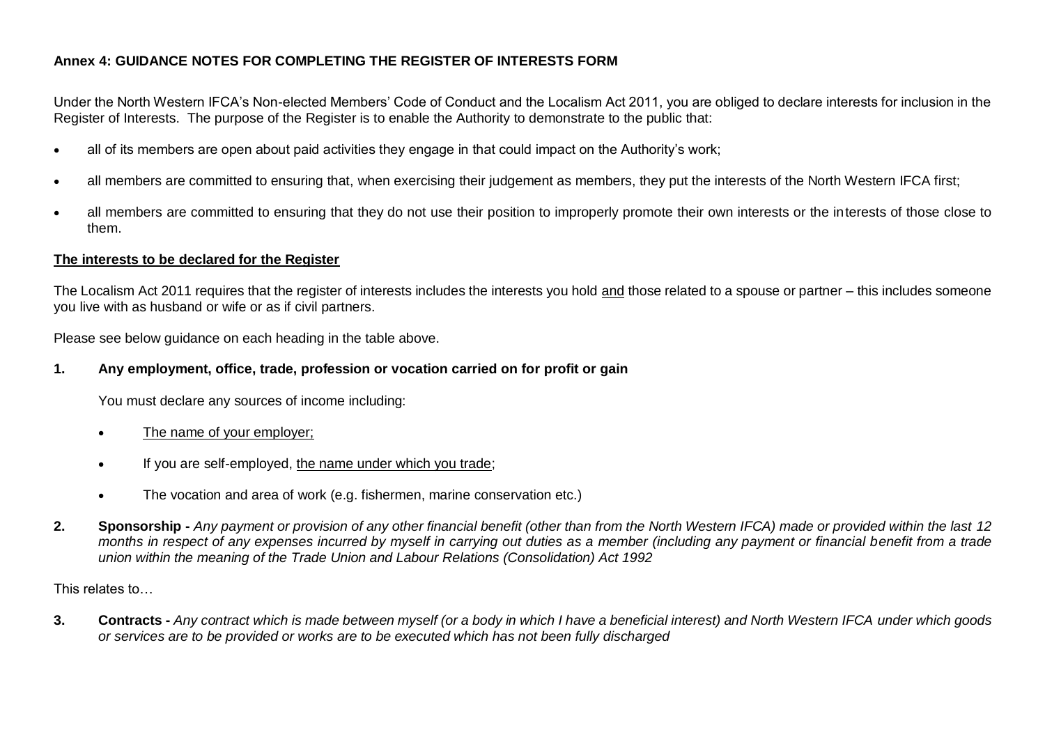**Annex 4: GUIDANCE NOTES FOR COMPLETING THE REGISTER OF INTERESTS FORM**

Under the North Western IFCA's Non-elected Members' Code of Conduct and the Localism Act 2011, you are obliged to declare interests for inclusion in the Register of Interests. The purpose of the Register is to enable the Authority to demonstrate to the public that:

- all of its members are open about paid activities they engage in that could impact on the Authority's work;
- all members are committed to ensuring that, when exercising their judgement as members, they put the interests of the North Western IFCA first;
- all members are committed to ensuring that they do not use their position to improperly promote their own interests or the interests of those close to them.

**The interests to be declared for the Register**

The Localism Act 2011 requires that the register of interests includes the interests you hold and those related to a spouse or partner – this includes someone you live with as husband or wife or as if civil partners.

Please see below guidance on each heading in the table above.

**1. Any employment, office, trade, profession or vocation carried on for profit or gain**

You must declare any sources of income including:

- The name of your employer;
- If you are self-employed, the name under which you trade;
- The vocation and area of work (e.g. fishermen, marine conservation etc.)

**2. Sponsorship -** *Any payment or provision of any other financial benefit (other than from the North Western IFCA) made or provided within the last 12 months in respect of any expenses incurred by myself in carrying out duties as a member (including any payment or financial benefit from a trade union within the meaning of the Trade Union and Labour Relations (Consolidation) Act 1992*

This relates to…

**3. Contracts -** *Any contract which is made between myself (or a body in which I have a beneficial interest) and North Western IFCA under which goods or services are to be provided or works are to be executed which has not been fully discharged*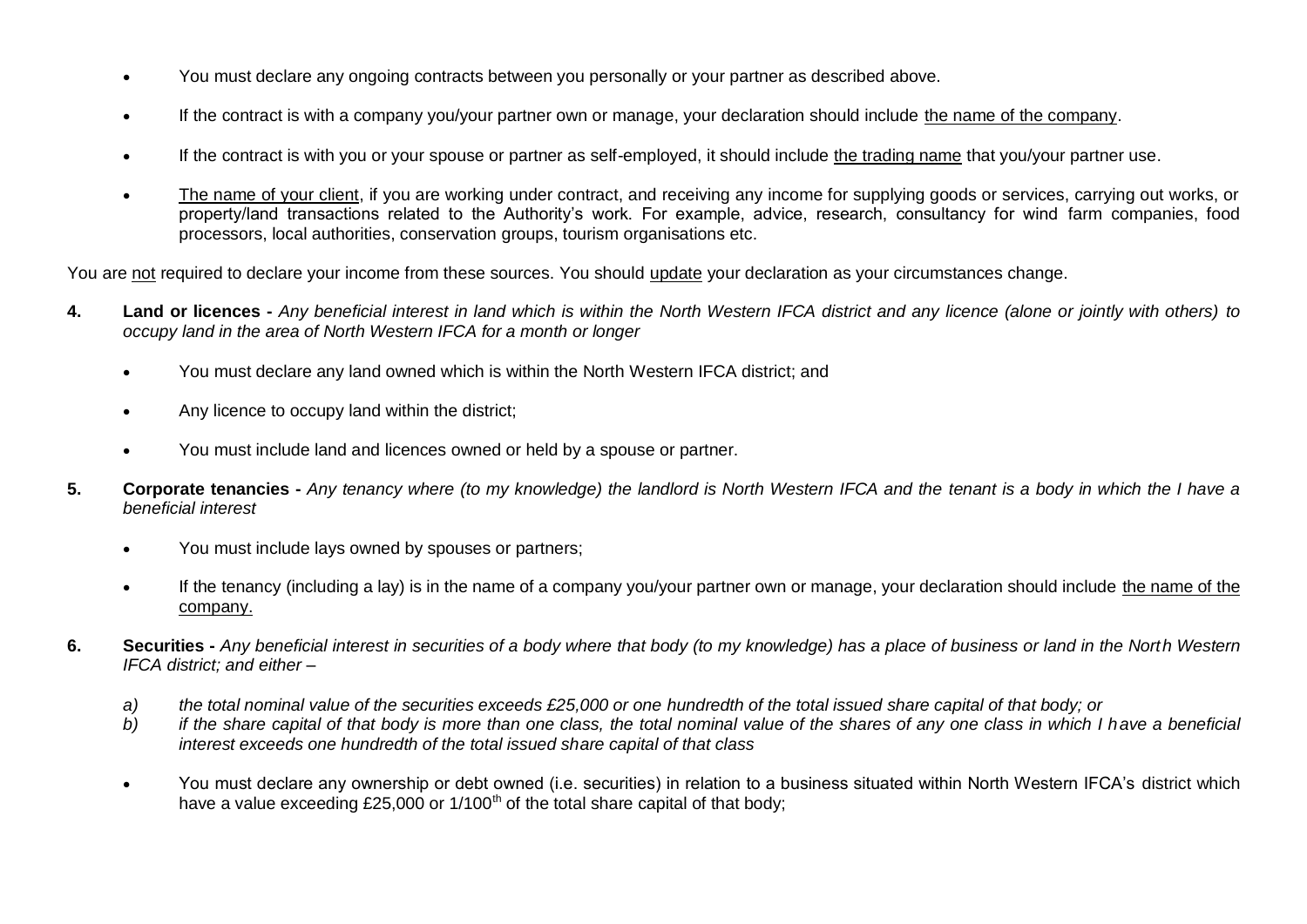- You must declare any ongoing contracts between you personally or your partner as described above.

- If the contract is with a company you/your partner own or manage, your declaration should include the name of the company.

- If the contract is with you or your spouse or partner as self-employed, it should include the trading name that you/your partner use.

- The name of your client, if you are working under contract, and receiving any income for supplying goods or services, carrying out works, or property/land transactions related to the Authority's work. For example, advice, research, consultancy for wind farm companies, food processors, local authorities, conservation groups, tourism organisations etc.

You are not required to declare your income from these sources. You should update your declaration as your circumstances change.

4. **Land or licences -** *Any beneficial interest in land which is within the North Western IFCA district and any licence (alone or jointly with others) to occupy land in the area of North Western IFCA for a month or longer*

   - You must declare any land owned which is within the North Western IFCA district; and

   - Any licence to occupy land within the district;

   - You must include land and licences owned or held by a spouse or partner.

5. **Corporate tenancies -** *Any tenancy where (to my knowledge) the landlord is North Western IFCA and the tenant is a body in which the I have a beneficial interest*

   - You must include lays owned by spouses or partners;

   - If the tenancy (including a lay) is in the name of a company you/your partner own or manage, your declaration should include the name of the company.

6. **Securities -** *Any beneficial interest in securities of a body where that body (to my knowledge) has a place of business or land in the North Western IFCA district; and either –*

   *a) the total nominal value of the securities exceeds £25,000 or one hundredth of the total issued share capital of that body; or*
   *b) if the share capital of that body is more than one class, the total nominal value of the shares of any one class in which I have a beneficial interest exceeds one hundredth of the total issued share capital of that class*

   - You must declare any ownership or debt owned (i.e. securities) in relation to a business situated within North Western IFCA's district which have a value exceeding £25,000 or 1/100th of the total share capital of that body;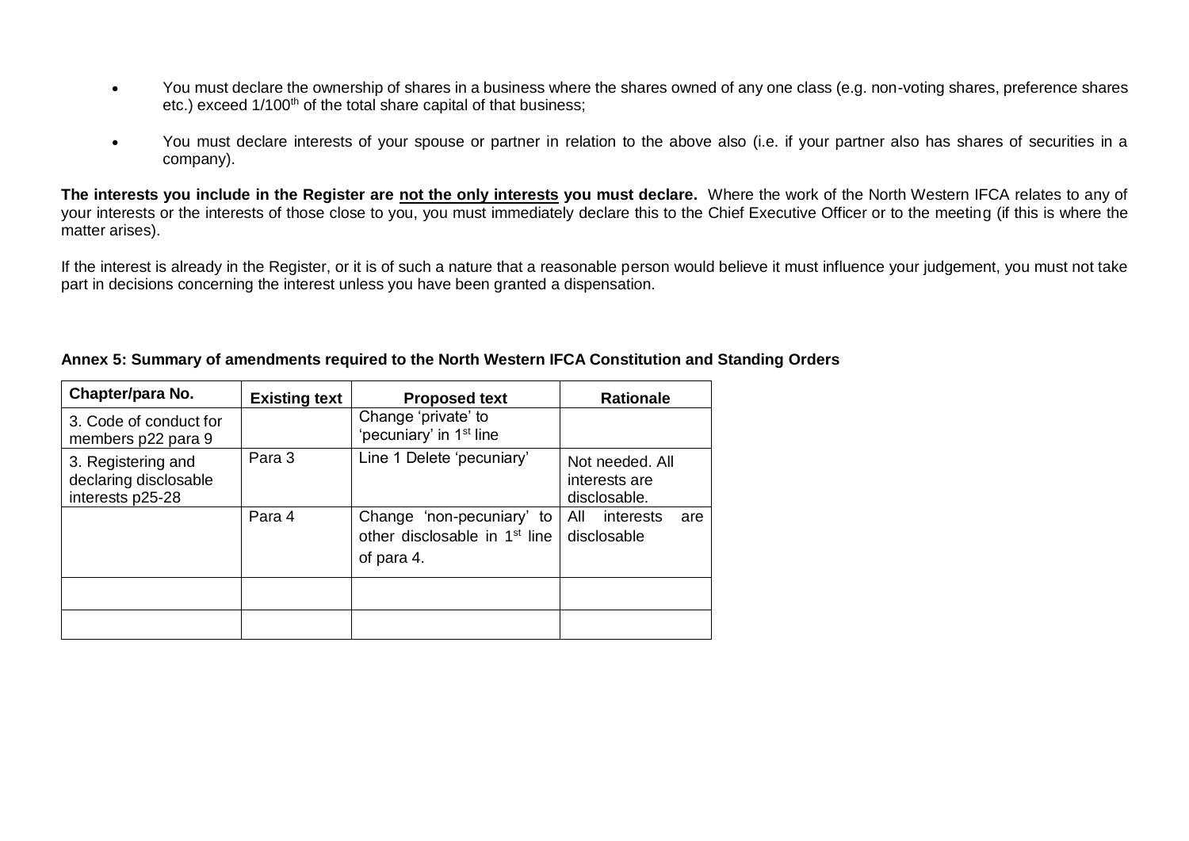- You must declare the ownership of shares in a business where the shares owned of any one class (e.g. non-voting shares, preference shares etc.) exceed 1/100th of the total share capital of that business;

- You must declare interests of your spouse or partner in relation to the above also (i.e. if your partner also has shares of securities in a company).

**The interests you include in the Register are <u>not the only interests</u> you must declare.** Where the work of the North Western IFCA relates to any of your interests or the interests of those close to you, you must immediately declare this to the Chief Executive Officer or to the meeting (if this is where the matter arises).

If the interest is already in the Register, or it is of such a nature that a reasonable person would believe it must influence your judgement, you must not take part in decisions concerning the interest unless you have been granted a dispensation.

**Annex 5: Summary of amendments required to the North Western IFCA Constitution and Standing Orders**

| Chapter/para No. | Existing text | Proposed text | Rationale |
|---|---|---|---|
| 3. Code of conduct for members p22 para 9 | | Change 'private' to 'pecuniary' in 1st line | |
| 3. Registering and declaring disclosable interests p25-28 | Para 3 | Line 1 Delete 'pecuniary' | Not needed. All interests are disclosable. |
| | Para 4 | Change 'non-pecuniary' to other disclosable in 1st line of para 4. | All interests are disclosable |
| | | | |
| | | | |